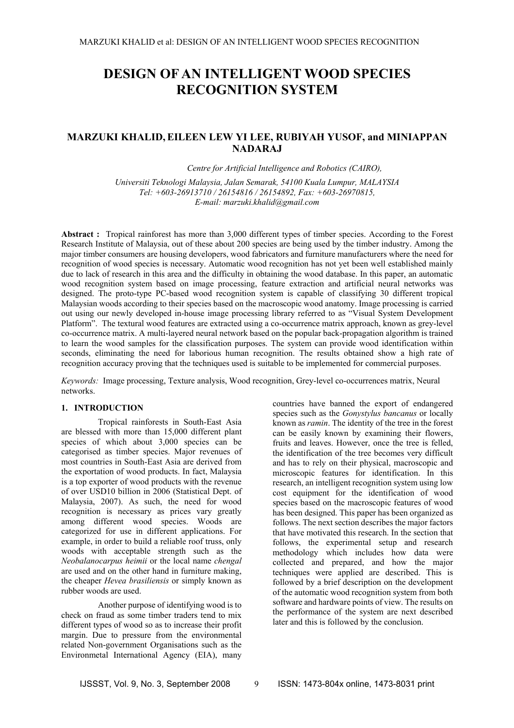# DESIGN OF AN INTELLIGENT WOOD SPECIES RECOGNITION SYSTEM

**MARZUKI KHALID, EILEEN LEW YI LEE, RUBIYAH YUSOF, and MINIAPPAN NADARAJ**

*Centre for Artificial Intelligence and Robotics (CAIRO),*

*Universiti Teknologi Malaysia, Jalan Semarak, 54100 Kuala Lumpur, MALAYSIA*
*Tel: +603-26913710 / 26154816 / 26154892, Fax: +603-26970815,*
*E-mail: marzuki.khalid@gmail.com*

**Abstract :** Tropical rainforest has more than 3,000 different types of timber species. According to the Forest Research Institute of Malaysia, out of these about 200 species are being used by the timber industry. Among the major timber consumers are housing developers, wood fabricators and furniture manufacturers where the need for recognition of wood species is necessary. Automatic wood recognition has not yet been well established mainly due to lack of research in this area and the difficulty in obtaining the wood database. In this paper, an automatic wood recognition system based on image processing, feature extraction and artificial neural networks was designed. The proto-type PC-based wood recognition system is capable of classifying 30 different tropical Malaysian woods according to their species based on the macroscopic wood anatomy. Image processing is carried out using our newly developed in-house image processing library referred to as "Visual System Development Platform". The textural wood features are extracted using a co-occurrence matrix approach, known as grey-level co-occurrence matrix. A multi-layered neural network based on the popular back-propagation algorithm is trained to learn the wood samples for the classification purposes. The system can provide wood identification within seconds, eliminating the need for laborious human recognition. The results obtained show a high rate of recognition accuracy proving that the techniques used is suitable to be implemented for commercial purposes.

*Keywords:* Image processing, Texture analysis, Wood recognition, Grey-level co-occurrences matrix, Neural networks.

## 1. INTRODUCTION

Tropical rainforests in South-East Asia are blessed with more than 15,000 different plant species of which about 3,000 species can be categorised as timber species. Major revenues of most countries in South-East Asia are derived from the exportation of wood products. In fact, Malaysia is a top exporter of wood products with the revenue of over USD10 billion in 2006 (Statistical Dept. of Malaysia, 2007). As such, the need for wood recognition is necessary as prices vary greatly among different wood species. Woods are categorized for use in different applications. For example, in order to build a reliable roof truss, only woods with acceptable strength such as the *Neobalanocarpus heimii* or the local name *chengal* are used and on the other hand in furniture making, the cheaper *Hevea brasiliensis* or simply known as rubber woods are used.

Another purpose of identifying wood is to check on fraud as some timber traders tend to mix different types of wood so as to increase their profit margin. Due to pressure from the environmental related Non-government Organisations such as the Environmetal International Agency (EIA), many countries have banned the export of endangered species such as the *Gonystylus bancanus* or locally known as *ramin*. The identity of the tree in the forest can be easily known by examining their flowers, fruits and leaves. However, once the tree is felled, the identification of the tree becomes very difficult and has to rely on their physical, macroscopic and microscopic features for identification. In this research, an intelligent recognition system using low cost equipment for the identification of wood species based on the macroscopic features of wood has been designed. This paper has been organized as follows. The next section describes the major factors that have motivated this research. In the section that follows, the experimental setup and research methodology which includes how data were collected and prepared, and how the major techniques were applied are described. This is followed by a brief description on the development of the automatic wood recognition system from both software and hardware points of view. The results on the performance of the system are next described later and this is followed by the conclusion.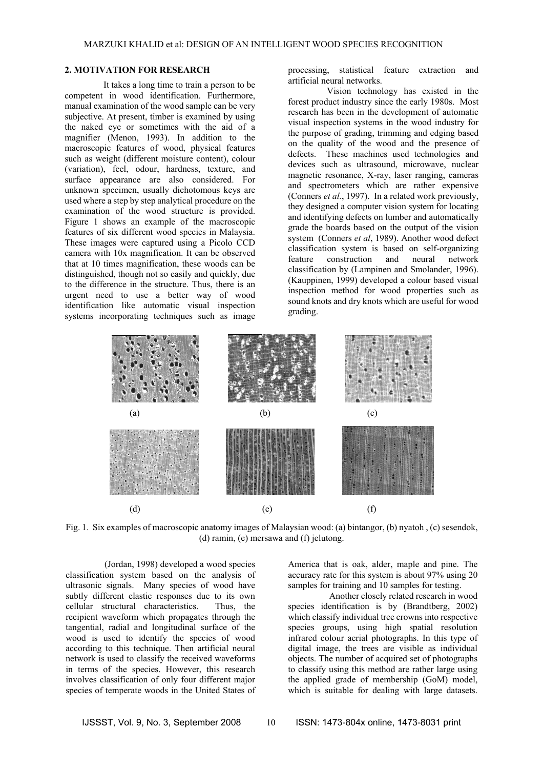## 2. MOTIVATION FOR RESEARCH

It takes a long time to train a person to be competent in wood identification. Furthermore, manual examination of the wood sample can be very subjective. At present, timber is examined by using the naked eye or sometimes with the aid of a magnifier (Menon, 1993). In addition to the macroscopic features of wood, physical features such as weight (different moisture content), colour (variation), feel, odour, hardness, texture, and surface appearance are also considered. For unknown specimen, usually dichotomous keys are used where a step by step analytical procedure on the examination of the wood structure is provided. Figure 1 shows an example of the macroscopic features of six different wood species in Malaysia. These images were captured using a Picolo CCD camera with 10x magnification. It can be observed that at 10 times magnification, these woods can be distinguished, though not so easily and quickly, due to the difference in the structure. Thus, there is an urgent need to use a better way of wood identification like automatic visual inspection systems incorporating techniques such as image processing, statistical feature extraction and artificial neural networks.

Vision technology has existed in the forest product industry since the early 1980s. Most research has been in the development of automatic visual inspection systems in the wood industry for the purpose of grading, trimming and edging based on the quality of the wood and the presence of defects. These machines used technologies and devices such as ultrasound, microwave, nuclear magnetic resonance, X-ray, laser ranging, cameras and spectrometers which are rather expensive (Conners *et al.*, 1997). In a related work previously, they designed a computer vision system for locating and identifying defects on lumber and automatically grade the boards based on the output of the vision system (Conners *et al*, 1989). Another wood defect classification system is based on self-organizing feature construction and neural network classification by (Lampinen and Smolander, 1996). (Kauppinen, 1999) developed a colour based visual inspection method for wood properties such as sound knots and dry knots which are useful for wood grading.

Fig. 1. Six examples of macroscopic anatomy images of Malaysian wood: (a) bintangor, (b) nyatoh , (c) sesendok, (d) ramin, (e) mersawa and (f) jelutong.

(Jordan, 1998) developed a wood species classification system based on the analysis of ultrasonic signals. Many species of wood have subtly different elastic responses due to its own cellular structural characteristics. Thus, the recipient waveform which propagates through the tangential, radial and longitudinal surface of the wood is used to identify the species of wood according to this technique. Then artificial neural network is used to classify the received waveforms in terms of the species. However, this research involves classification of only four different major species of temperate woods in the United States of America that is oak, alder, maple and pine. The accuracy rate for this system is about 97% using 20 samples for training and 10 samples for testing.

Another closely related research in wood species identification is by (Brandtberg, 2002) which classify individual tree crowns into respective species groups, using high spatial resolution infrared colour aerial photographs. In this type of digital image, the trees are visible as individual objects. The number of acquired set of photographs to classify using this method are rather large using the applied grade of membership (GoM) model, which is suitable for dealing with large datasets.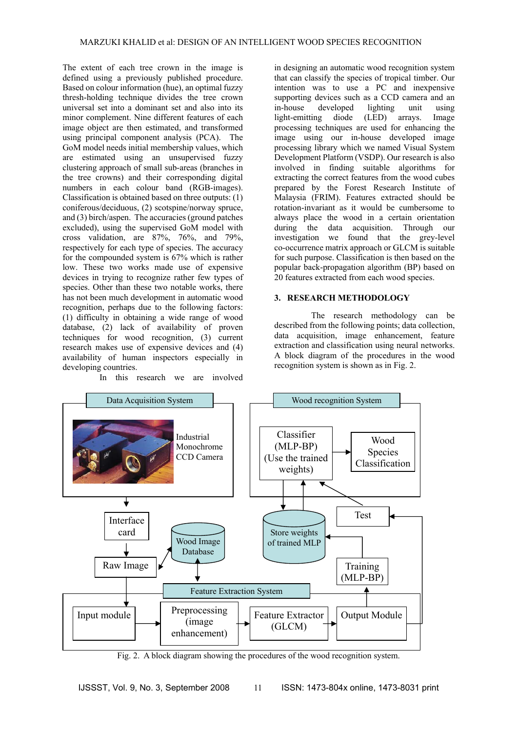The extent of each tree crown in the image is defined using a previously published procedure. Based on colour information (hue), an optimal fuzzy thresh-holding technique divides the tree crown universal set into a dominant set and also into its minor complement. Nine different features of each image object are then estimated, and transformed using principal component analysis (PCA). The GoM model needs initial membership values, which are estimated using an unsupervised fuzzy clustering approach of small sub-areas (branches in the tree crowns) and their corresponding digital numbers in each colour band (RGB-images). Classification is obtained based on three outputs: (1) coniferous/deciduous, (2) scotspine/norway spruce, and (3) birch/aspen. The accuracies (ground patches excluded), using the supervised GoM model with cross validation, are 87%, 76%, and 79%, respectively for each type of species. The accuracy for the compounded system is 67% which is rather low. These two works made use of expensive devices in trying to recognize rather few types of species. Other than these two notable works, there has not been much development in automatic wood recognition, perhaps due to the following factors: (1) difficulty in obtaining a wide range of wood database, (2) lack of availability of proven techniques for wood recognition, (3) current research makes use of expensive devices and (4) availability of human inspectors especially in developing countries.

In this research we are involved in designing an automatic wood recognition system that can classify the species of tropical timber. Our intention was to use a PC and inexpensive supporting devices such as a CCD camera and an in-house developed lighting unit using light-emitting diode (LED) arrays. Image processing techniques are used for enhancing the image using our in-house developed image processing library which we named Visual System Development Platform (VSDP). Our research is also involved in finding suitable algorithms for extracting the correct features from the wood cubes prepared by the Forest Research Institute of Malaysia (FRIM). Features extracted should be rotation-invariant as it would be cumbersome to always place the wood in a certain orientation during the data acquisition. Through our investigation we found that grey-level co-occurrence matrix approach or GLCM is suitable for such purpose. Classification is then based on the popular back-propagation algorithm (BP) based on 20 features extracted from each wood species.

## 3. RESEARCH METHODOLOGY

The research methodology can be described from the following points; data collection, data acquisition, image enhancement, feature extraction and classification using neural networks. A block diagram of the procedures in the wood recognition system is shown as in Fig. 2.

Fig. 2. A block diagram showing the procedures of the wood recognition system.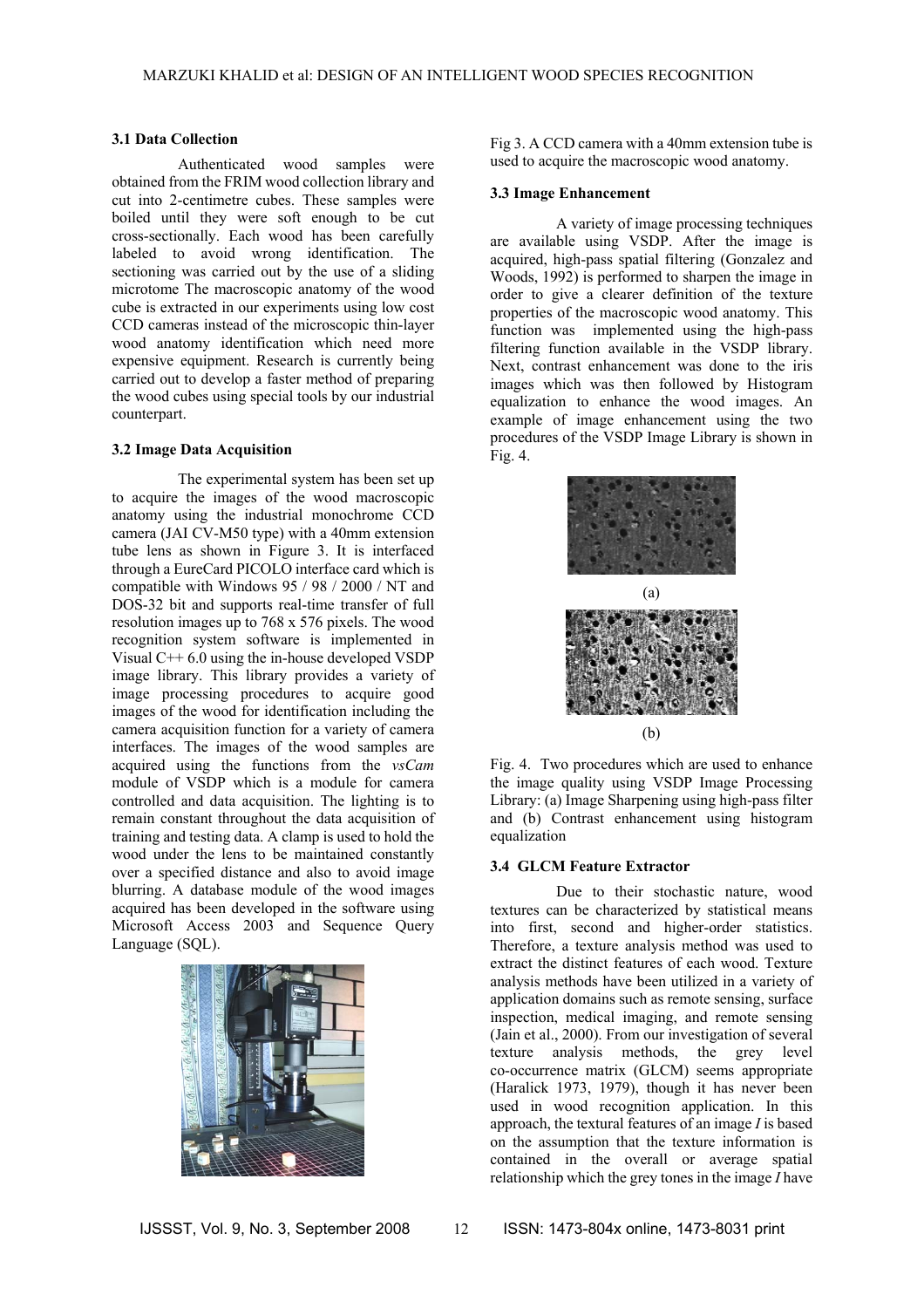### 3.1 Data Collection

Authenticated wood samples were obtained from the FRIM wood collection library and cut into 2-centimetre cubes. These samples were boiled until they were soft enough to be cut cross-sectionally. Each wood has been carefully labeled to avoid wrong identification. The sectioning was carried out by the use of a sliding microtome The macroscopic anatomy of the wood cube is extracted in our experiments using low cost CCD cameras instead of the microscopic thin-layer wood anatomy identification which need more expensive equipment. Research is currently being carried out to develop a faster method of preparing the wood cubes using special tools by our industrial counterpart.

### 3.2 Image Data Acquisition

The experimental system has been set up to acquire the images of the wood macroscopic anatomy using the industrial monochrome CCD camera (JAI CV-M50 type) with a 40mm extension tube lens as shown in Figure 3. It is interfaced through a EureCard PICOLO interface card which is compatible with Windows 95 / 98 / 2000 / NT and DOS-32 bit and supports real-time transfer of full resolution images up to 768 x 576 pixels. The wood recognition system software is implemented in Visual C++ 6.0 using the in-house developed VSDP image library. This library provides a variety of image processing procedures to acquire good images of the wood for identification including the camera acquisition function for a variety of camera interfaces. The images of the wood samples are acquired using the functions from the *vsCam* module of VSDP which is a module for camera controlled and data acquisition. The lighting is to remain constant throughout the data acquisition of training and testing data. A clamp is used to hold the wood under the lens to be maintained constantly over a specified distance and also to avoid image blurring. A database module of the wood images acquired has been developed in the software using Microsoft Access 2003 and Sequence Query Language (SQL).

Fig 3. A CCD camera with a 40mm extension tube is used to acquire the macroscopic wood anatomy.

### 3.3 Image Enhancement

A variety of image processing techniques are available using VSDP. After the image is acquired, high-pass spatial filtering (Gonzalez and Woods, 1992) is performed to sharpen the image in order to give a clearer definition of the texture properties of the macroscopic wood anatomy. This function was implemented using the high-pass filtering function available in the VSDP library. Next, contrast enhancement was done to the iris images which was then followed by Histogram equalization to enhance the wood images. An example of image enhancement using the two procedures of the VSDP Image Library is shown in Fig. 4.

(a)

(b)

Fig. 4. Two procedures which are used to enhance the image quality using VSDP Image Processing Library: (a) Image Sharpening using high-pass filter and (b) Contrast enhancement using histogram equalization

### 3.4 GLCM Feature Extractor

Due to their stochastic nature, wood textures can be characterized by statistical means into first, second and higher-order statistics. Therefore, a texture analysis method was used to extract the distinct features of each wood. Texture analysis methods have been utilized in a variety of application domains such as remote sensing, surface inspection, medical imaging, and remote sensing (Jain et al., 2000). From our investigation of several texture analysis methods, the grey level co-occurrence matrix (GLCM) seems appropriate (Haralick 1973, 1979), though it has never been used in wood recognition application. In this approach, the textural features of an image $I$ is based on the assumption that the texture information is contained in the overall or average spatial relationship which the grey tones in the image $I$ have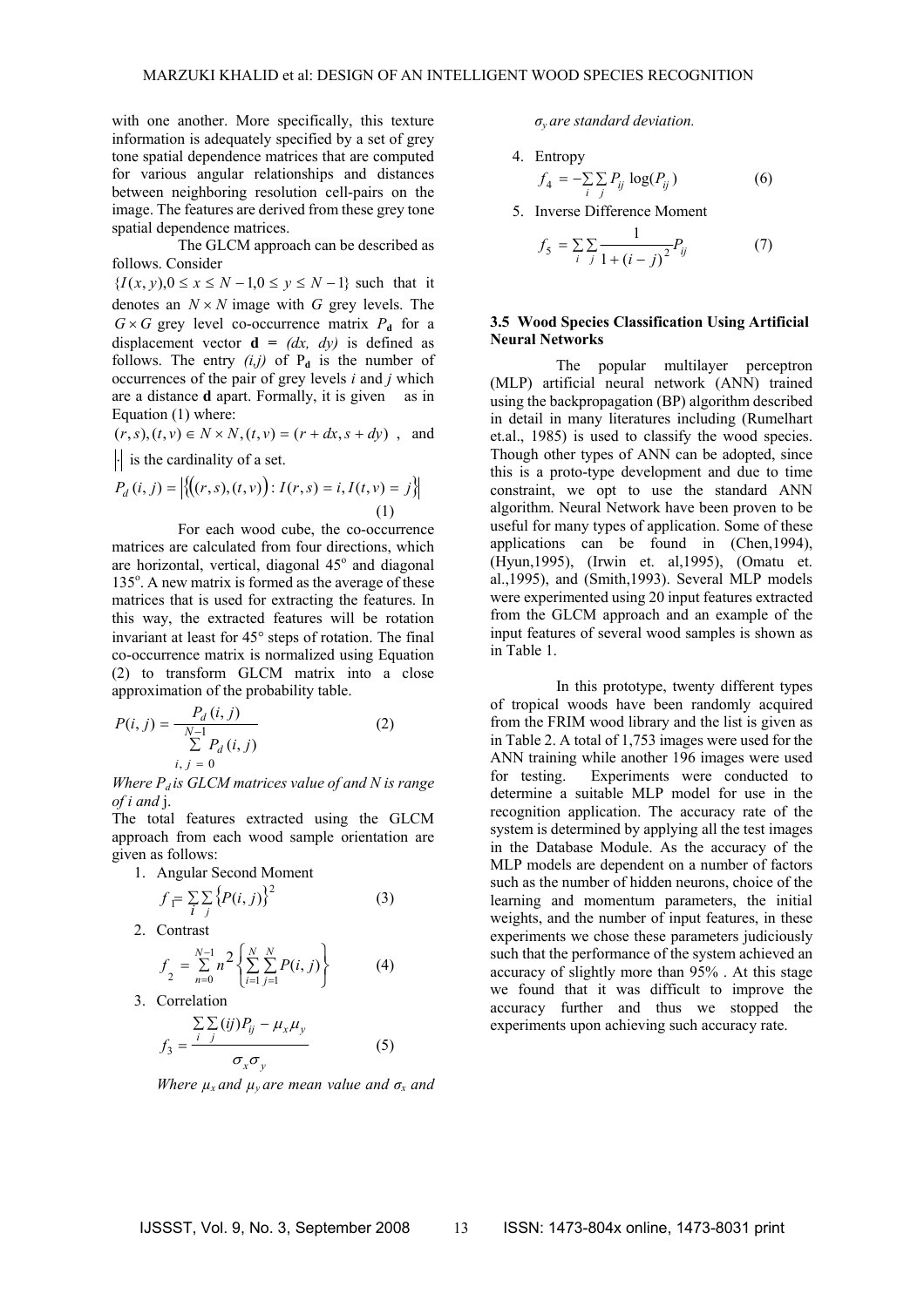with one another. More specifically, this texture information is adequately specified by a set of grey tone spatial dependence matrices that are computed for various angular relationships and distances between neighboring resolution cell-pairs on the image. The features are derived from these grey tone spatial dependence matrices.

The GLCM approach can be described as follows. Consider $\{I(x, y), 0 \le x \le N-1, 0 \le y \le N-1\}$ such that it denotes an $N \times N$ image with $G$ grey levels. The $G \times G$ grey level co-occurrence matrix $P_{\mathbf{d}}$ for a displacement vector $\mathbf{d} = (dx, dy)$ is defined as follows. The entry *(i,j)* of $P_{\mathbf{d}}$ is the number of occurrences of the pair of grey levels *i* and *j* which are a distance **d** apart. Formally, it is given as in Equation (1) where:

$(r,s),(t,v) \in N \times N, (t,v) = (r+dx, s+dy)$ , and $|\cdot|$ is the cardinality of a set.

$$P_d(i,j) = \left|\left\{\left((r,s),(t,v)\right) : I(r,s) = i, I(t,v) = j\right\}\right| \quad (1)$$

For each wood cube, the co-occurrence matrices are calculated from four directions, which are horizontal, vertical, diagonal 45° and diagonal 135°. A new matrix is formed as the average of these matrices that is used for extracting the features. In this way, the extracted features will be rotation invariant at least for 45° steps of rotation. The final co-occurrence matrix is normalized using Equation (2) to transform GLCM matrix into a close approximation of the probability table.

$$P(i,j) = \frac{P_d(i,j)}{\sum_{i,j=0}^{N-1} P_d(i,j)} \quad (2)$$

*Where $P_d$ is GLCM matrices value of and N is range of i and* j.

The total features extracted using the GLCM approach from each wood sample orientation are given as follows:

1. Angular Second Moment
$$f_1 = \sum_i \sum_j \{P(i,j)\}^2 \quad (3)$$
2. Contrast
$$f_2 = \sum_{n=0}^{N-1} n^2 \left\{ \sum_{i=1}^{N} \sum_{j=1}^{N} P(i,j) \right\} \quad (4)$$
3. Correlation
$$f_3 = \frac{\sum_i \sum_j (ij) P_{ij} - \mu_x \mu_y}{\sigma_x \sigma_y} \quad (5)$$
*Where $\mu_x$ and $\mu_y$ are mean value and $\sigma_x$ and $\sigma_y$ are standard deviation.*
4. Entropy
$$f_4 = -\sum_i \sum_j P_{ij} \log(P_{ij}) \quad (6)$$
5. Inverse Difference Moment
$$f_5 = \sum_i \sum_j \frac{1}{1+(i-j)^2} P_{ij} \quad (7)$$

### 3.5 Wood Species Classification Using Artificial Neural Networks

The popular multilayer perceptron (MLP) artificial neural network (ANN) trained using the backpropagation (BP) algorithm described in detail in many literatures including (Rumelhart et.al., 1985) is used to classify the wood species. Though other types of ANN can be adopted, since this is a proto-type development and due to time constraint, we opt to use the standard ANN algorithm. Neural Network have been proven to be useful for many types of application. Some of these applications can be found in (Chen,1994), (Hyun,1995), (Irwin et. al,1995), (Omatu et. al.,1995), and (Smith,1993). Several MLP models were experimented using 20 input features extracted from the GLCM approach and an example of the input features of several wood samples is shown as in Table 1.

In this prototype, twenty different types of tropical woods have been randomly acquired from the FRIM wood library and the list is given as in Table 2. A total of 1,753 images were used for the ANN training while another 196 images were used for testing. Experiments were conducted to determine a suitable MLP model for use in the recognition application. The accuracy rate of the system is determined by applying all the test images in the Database Module. As the accuracy of the MLP models are dependent on a number of factors such as the number of hidden neurons, choice of the learning and momentum parameters, the initial weights, and the number of input features, in these experiments we chose these parameters judiciously such that the performance of the system achieved an accuracy of slightly more than 95% . At this stage we found that it was difficult to improve the accuracy further and thus we stopped the experiments upon achieving such accuracy rate.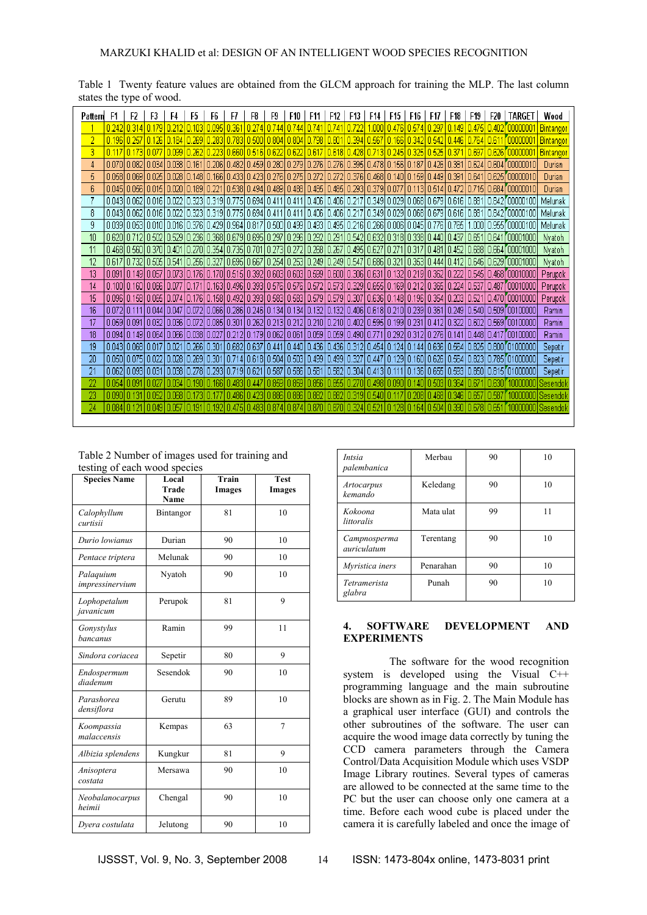Table 1 Twenty feature values are obtained from the GLCM approach for training the MLP. The last column states the type of wood.

| Pattern | F1 | F2 | F3 | F4 | F5 | F6 | F7 | F8 | F9 | F10 | F11 | F12 | F13 | F14 | F15 | F16 | F17 | F18 | F19 | F20 | TARGET | Wood |
|---|---|---|---|---|---|---|---|---|---|---|---|---|---|---|---|---|---|---|---|---|---|---|
| 1 | 0.242 | 0.314 | 0.179 | 0.212 | 0.103 | 0.095 | 0.361 | 0.274 | 0.744 | 0.744 | 0.741 | 0.741 | 0.722 | 1.000 | 0.476 | 0.574 | 0.297 | 0.149 | 0.475 | 0.402 | 00000001 | Bintangor |
| 2 | 0.196 | 0.257 | 0.126 | 0.164 | 0.269 | 0.283 | 0.783 | 0.500 | 0.804 | 0.804 | 0.798 | 0.801 | 0.394 | 0.567 | 0.166 | 0.342 | 0.542 | 0.446 | 0.764 | 0.611 | 00000001 | Bintangor |
| 3 | 0.117 | 0.173 | 0.077 | 0.099 | 0.262 | 0.223 | 0.660 | 0.516 | 0.622 | 0.622 | 0.617 | 0.618 | 0.428 | 0.713 | 0.245 | 0.325 | 0.525 | 0.371 | 0.697 | 0.626 | 00000001 | Bintangor |
| 4 | 0.070 | 0.082 | 0.034 | 0.038 | 0.161 | 0.206 | 0.482 | 0.459 | 0.280 | 0.279 | 0.276 | 0.276 | 0.395 | 0.478 | 0.156 | 0.187 | 0.426 | 0.381 | 0.624 | 0.604 | 00000010 | Durian |
| 5 | 0.058 | 0.069 | 0.025 | 0.028 | 0.148 | 0.166 | 0.433 | 0.423 | 0.276 | 0.275 | 0.272 | 0.272 | 0.376 | 0.468 | 0.140 | 0.159 | 0.449 | 0.391 | 0.641 | 0.625 | 00000010 | Durian |
| 6 | 0.045 | 0.056 | 0.015 | 0.020 | 0.189 | 0.221 | 0.538 | 0.494 | 0.489 | 0.488 | 0.485 | 0.485 | 0.293 | 0.379 | 0.077 | 0.113 | 0.514 | 0.472 | 0.715 | 0.684 | 00000010 | Durian |
| 7 | 0.043 | 0.062 | 0.016 | 0.022 | 0.323 | 0.319 | 0.775 | 0.694 | 0.411 | 0.411 | 0.406 | 0.406 | 0.217 | 0.349 | 0.029 | 0.068 | 0.679 | 0.616 | 0.881 | 0.842 | 00000100 | Melunak |
| 8 | 0.043 | 0.062 | 0.016 | 0.022 | 0.323 | 0.319 | 0.775 | 0.694 | 0.411 | 0.411 | 0.406 | 0.406 | 0.217 | 0.349 | 0.029 | 0.068 | 0.679 | 0.616 | 0.881 | 0.842 | 00000100 | Melunak |
| 9 | 0.039 | 0.053 | 0.010 | 0.016 | 0.376 | 0.429 | 0.964 | 0.817 | 0.500 | 0.499 | 0.493 | 0.495 | 0.216 | 0.266 | 0.006 | 0.045 | 0.776 | 0.765 | 1.000 | 0.955 | 00000100 | Melunak |
| 10 | 0.620 | 0.712 | 0.502 | 0.529 | 0.236 | 0.368 | 0.679 | 0.695 | 0.297 | 0.296 | 0.292 | 0.291 | 0.542 | 0.632 | 0.318 | 0.338 | 0.440 | 0.437 | 0.651 | 0.641 | 00001000 | Nyatoh |
| 11 | 0.468 | 0.560 | 0.370 | 0.401 | 0.270 | 0.354 | 0.735 | 0.701 | 0.273 | 0.272 | 0.268 | 0.267 | 0.495 | 0.627 | 0.271 | 0.317 | 0.481 | 0.452 | 0.688 | 0.664 | 00001000 | Nyatoh |
| 12 | 0.617 | 0.732 | 0.505 | 0.541 | 0.256 | 0.327 | 0.695 | 0.667 | 0.254 | 0.253 | 0.249 | 0.249 | 0.547 | 0.686 | 0.321 | 0.353 | 0.444 | 0.412 | 0.646 | 0.629 | 00001000 | Nyatoh |
| 13 | 0.091 | 0.149 | 0.057 | 0.073 | 0.176 | 0.170 | 0.515 | 0.392 | 0.603 | 0.603 | 0.599 | 0.600 | 0.306 | 0.631 | 0.132 | 0.219 | 0.362 | 0.222 | 0.545 | 0.468 | 00010000 | Perupok |
| 14 | 0.100 | 0.160 | 0.066 | 0.077 | 0.171 | 0.163 | 0.496 | 0.393 | 0.576 | 0.576 | 0.572 | 0.573 | 0.329 | 0.655 | 0.169 | 0.212 | 0.365 | 0.224 | 0.537 | 0.487 | 00010000 | Perupok |
| 15 | 0.096 | 0.158 | 0.065 | 0.074 | 0.176 | 0.158 | 0.492 | 0.393 | 0.583 | 0.583 | 0.579 | 0.579 | 0.307 | 0.636 | 0.148 | 0.195 | 0.354 | 0.203 | 0.521 | 0.470 | 00010000 | Perupok |
| 16 | 0.072 | 0.111 | 0.044 | 0.047 | 0.072 | 0.066 | 0.286 | 0.246 | 0.134 | 0.134 | 0.132 | 0.132 | 0.406 | 0.618 | 0.210 | 0.239 | 0.361 | 0.249 | 0.540 | 0.509 | 00100000 | Ramin |
| 17 | 0.059 | 0.091 | 0.032 | 0.036 | 0.072 | 0.085 | 0.301 | 0.262 | 0.213 | 0.212 | 0.210 | 0.210 | 0.402 | 0.595 | 0.199 | 0.231 | 0.412 | 0.322 | 0.602 | 0.569 | 00100000 | Ramin |
| 18 | 0.094 | 0.149 | 0.064 | 0.066 | 0.038 | 0.027 | 0.212 | 0.179 | 0.062 | 0.061 | 0.059 | 0.059 | 0.490 | 0.771 | 0.292 | 0.312 | 0.276 | 0.141 | 0.448 | 0.417 | 00100000 | Ramin |
| 19 | 0.043 | 0.065 | 0.017 | 0.021 | 0.266 | 0.301 | 0.682 | 0.637 | 0.441 | 0.440 | 0.436 | 0.436 | 0.312 | 0.454 | 0.124 | 0.144 | 0.636 | 0.564 | 0.825 | 0.800 | 01000000 | Sepetir |
| 20 | 0.050 | 0.075 | 0.022 | 0.028 | 0.269 | 0.301 | 0.714 | 0.618 | 0.504 | 0.503 | 0.499 | 0.499 | 0.327 | 0.447 | 0.129 | 0.160 | 0.626 | 0.564 | 0.823 | 0.785 | 01000000 | Sepetir |
| 21 | 0.062 | 0.093 | 0.031 | 0.038 | 0.278 | 0.293 | 0.719 | 0.621 | 0.587 | 0.586 | 0.581 | 0.582 | 0.304 | 0.413 | 0.111 | 0.136 | 0.655 | 0.593 | 0.850 | 0.815 | 01000000 | Sepetir |
| 22 | 0.054 | 0.091 | 0.027 | 0.034 | 0.190 | 0.166 | 0.483 | 0.447 | 0.859 | 0.859 | 0.856 | 0.855 | 0.270 | 0.498 | 0.090 | 0.140 | 0.509 | 0.364 | 0.671 | 0.630 | 10000000 | Sesendok |
| 23 | 0.090 | 0.131 | 0.052 | 0.068 | 0.173 | 0.177 | 0.486 | 0.423 | 0.886 | 0.886 | 0.882 | 0.882 | 0.319 | 0.540 | 0.117 | 0.208 | 0.468 | 0.346 | 0.657 | 0.587 | 10000000 | Sesendok |
| 24 | 0.084 | 0.121 | 0.049 | 0.057 | 0.191 | 0.192 | 0.475 | 0.483 | 0.874 | 0.874 | 0.870 | 0.870 | 0.324 | 0.521 | 0.129 | 0.164 | 0.504 | 0.390 | 0.678 | 0.651 | 10000000 | Sesendok |

Table 2 Number of images used for training and testing of each wood species

| Species Name | Local Trade Name | Train Images | Test Images |
|---|---|---|---|
| *Calophyllum curtisii* | Bintangor | 81 | 10 |
| *Durio lowianus* | Durian | 90 | 10 |
| *Pentace triptera* | Melunak | 90 | 10 |
| *Palaquium impressinervium* | Nyatoh | 90 | 10 |
| *Lophopetalum javanicum* | Perupok | 81 | 9 |
| *Gonystylus bancanus* | Ramin | 99 | 11 |
| *Sindora coriacea* | Sepetir | 80 | 9 |
| *Endospermum diadenum* | Sesendok | 90 | 10 |
| *Parashorea densiflora* | Gerutu | 89 | 10 |
| *Koompassia malaccensis* | Kempas | 63 | 7 |
| *Albizia splendens* | Kungkur | 81 | 9 |
| *Anisoptera costata* | Mersawa | 90 | 10 |
| *Neobalanocarpus heimii* | Chengal | 90 | 10 |
| *Dyera costulata* | Jelutong | 90 | 10 |
| *Intsia palembanica* | Merbau | 90 | 10 |
| *Artocarpus kemando* | Keledang | 90 | 10 |
| *Kokoona littoralis* | Mata ulat | 99 | 11 |
| *Campnosperma auriculatum* | Terentang | 90 | 10 |
| *Myristica iners* | Penarahan | 90 | 10 |
| *Tetramerista glabra* | Punah | 90 | 10 |

## 4. SOFTWARE DEVELOPMENT AND EXPERIMENTS

The software for the wood recognition system is developed using the Visual C++ programming language and the main subroutine blocks are shown as in Fig. 2. The Main Module has a graphical user interface (GUI) and controls the other subroutines of the software. The user can acquire the wood image data correctly by tuning the CCD camera parameters through the Camera Control/Data Acquisition Module which uses VSDP Image Library routines. Several types of cameras are allowed to be connected at the same time to the PC but the user can choose only one camera at a time. Before each wood cube is placed under the camera it is carefully labeled and once the image of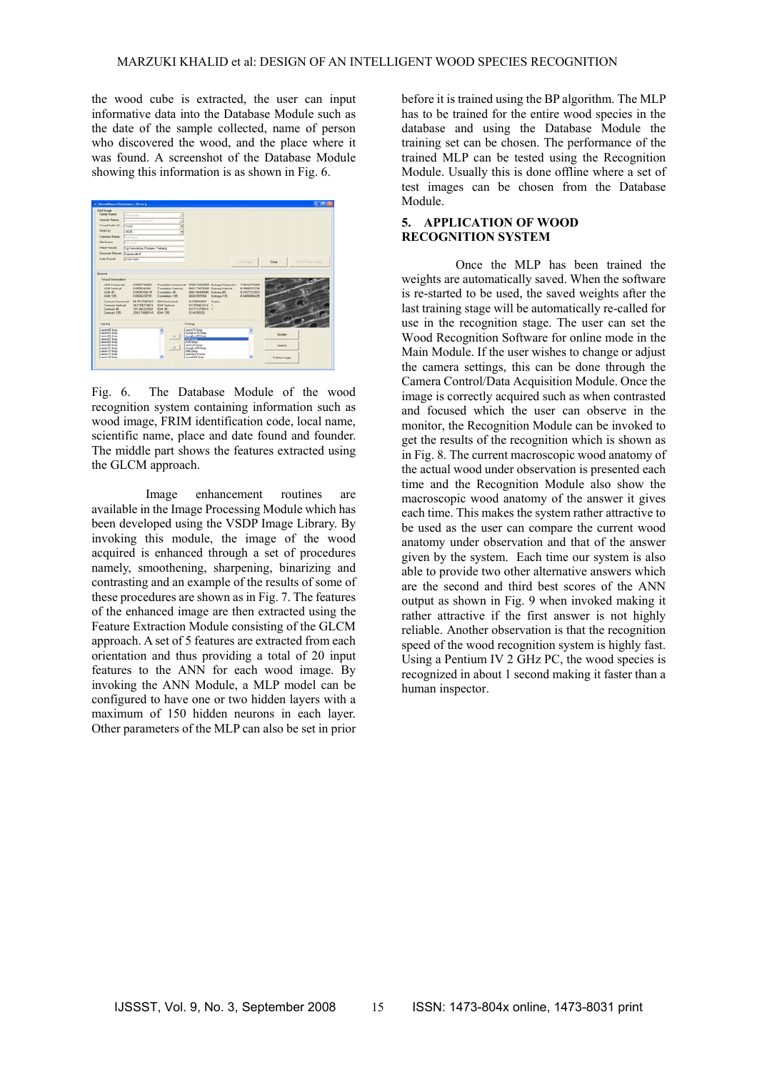the wood cube is extracted, the user can input informative data into the Database Module such as the date of the sample collected, name of person who discovered the wood, and the place where it was found. A screenshot of the Database Module showing this information is as shown in Fig. 6.

Fig. 6. The Database Module of the wood recognition system containing information such as wood image, FRIM identification code, local name, scientific name, place and date found and founder. The middle part shows the features extracted using the GLCM approach.

Image enhancement routines are available in the Image Processing Module which has been developed using the VSDP Image Library. By invoking this module, the image of the wood acquired is enhanced through a set of procedures namely, smoothening, sharpening, binarizing and contrasting and an example of the results of some of these procedures are shown as in Fig. 7. The features of the enhanced image are then extracted using the Feature Extraction Module consisting of the GLCM approach. A set of 5 features are extracted from each orientation and thus providing a total of 20 input features to the ANN for each wood image. By invoking the ANN Module, a MLP model can be configured to have one or two hidden layers with a maximum of 150 hidden neurons in each layer. Other parameters of the MLP can also be set in prior before it is trained using the BP algorithm. The MLP has to be trained for the entire wood species in the database and using the Database Module the training set can be chosen. The performance of the trained MLP can be tested using the Recognition Module. Usually this is done offline where a set of test images can be chosen from the Database Module.

## 5. APPLICATION OF WOOD RECOGNITION SYSTEM

Once the MLP has been trained the weights are automatically saved. When the software is re-started to be used, the saved weights after the last training stage will be automatically re-called for use in the recognition stage. The user can set the Wood Recognition Software for online mode in the Main Module. If the user wishes to change or adjust the camera settings, this can be done through the Camera Control/Data Acquisition Module. Once the image is correctly acquired such as when contrasted and focused which the user can observe in the monitor, the Recognition Module can be invoked to get the results of the recognition which is shown as in Fig. 8. The current macroscopic wood anatomy of the actual wood under observation is presented each time and the Recognition Module also show the macroscopic wood anatomy of the answer it gives each time. This makes the system rather attractive to be used as the user can compare the current wood anatomy under observation and that of the answer given by the system. Each time our system is also able to provide two other alternative answers which are the second and third best scores of the ANN output as shown in Fig. 9 when invoked making it rather attractive if the first answer is not highly reliable. Another observation is that the recognition speed of the wood recognition system is highly fast. Using a Pentium IV 2 GHz PC, the wood species is recognized in about 1 second making it faster than a human inspector.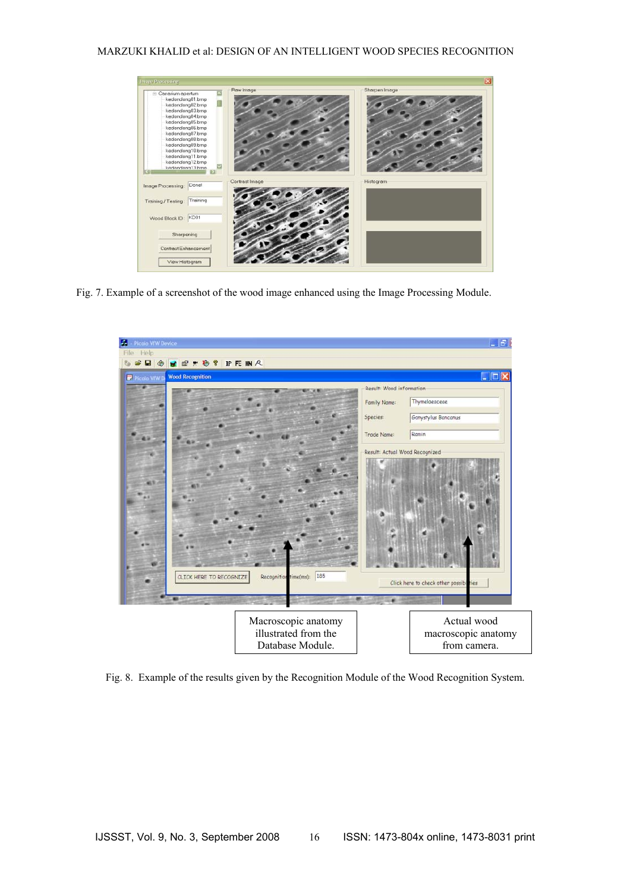Fig. 7. Example of a screenshot of the wood image enhanced using the Image Processing Module.

Macroscopic anatomy illustrated from the Database Module.

Actual wood macroscopic anatomy from camera.

Fig. 8. Example of the results given by the Recognition Module of the Wood Recognition System.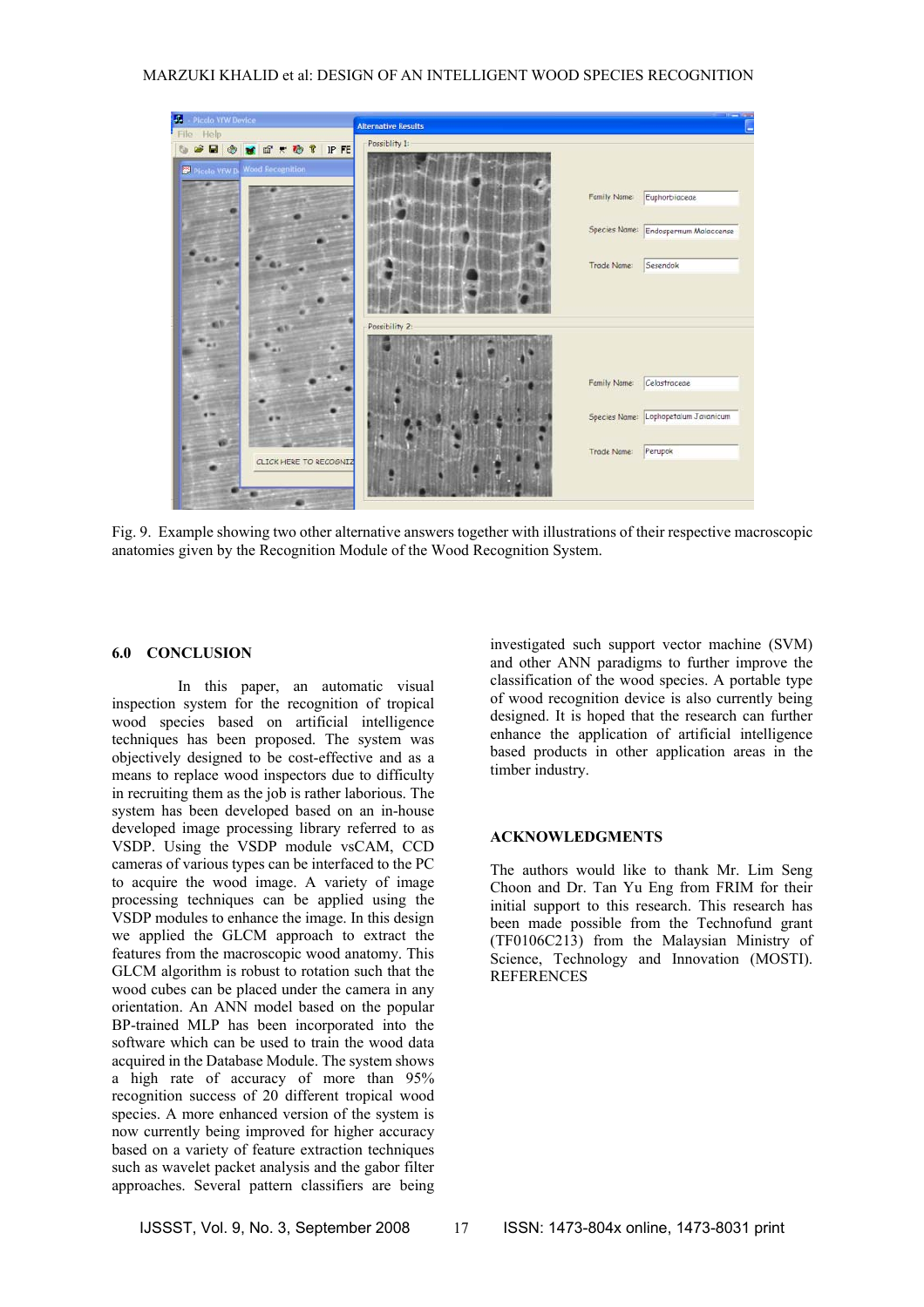Fig. 9. Example showing two other alternative answers together with illustrations of their respective macroscopic anatomies given by the Recognition Module of the Wood Recognition System.

## 6.0 CONCLUSION

In this paper, an automatic visual inspection system for the recognition of tropical wood species based on artificial intelligence techniques has been proposed. The system was objectively designed to be cost-effective and as a means to replace wood inspectors due to difficulty in recruiting them as the job is rather laborious. The system has been developed based on an in-house developed image processing library referred to as VSDP. Using the VSDP module vsCAM, CCD cameras of various types can be interfaced to the PC to acquire the wood image. A variety of image processing techniques can be applied using the VSDP modules to enhance the image. In this design we applied the GLCM approach to extract the features from the macroscopic wood anatomy. This GLCM algorithm is robust to rotation such that the wood cubes can be placed under the camera in any orientation. An ANN model based on the popular BP-trained MLP has been incorporated into the software which can be used to train the wood data acquired in the Database Module. The system shows a high rate of accuracy of more than 95% recognition success of 20 different tropical wood species. A more enhanced version of the system is now currently being improved for higher accuracy based on a variety of feature extraction techniques such as wavelet packet analysis and the gabor filter approaches. Several pattern classifiers are being investigated such support vector machine (SVM) and other ANN paradigms to further improve the classification of the wood species. A portable type of wood recognition device is also currently being designed. It is hoped that the research can further enhance the application of artificial intelligence based products in other application areas in the timber industry.

## ACKNOWLEDGMENTS

The authors would like to thank Mr. Lim Seng Choon and Dr. Tan Yu Eng from FRIM for their initial support to this research. This research has been made possible from the Technofund grant (TF0106C213) from the Malaysian Ministry of Science, Technology and Innovation (MOSTI).
REFERENCES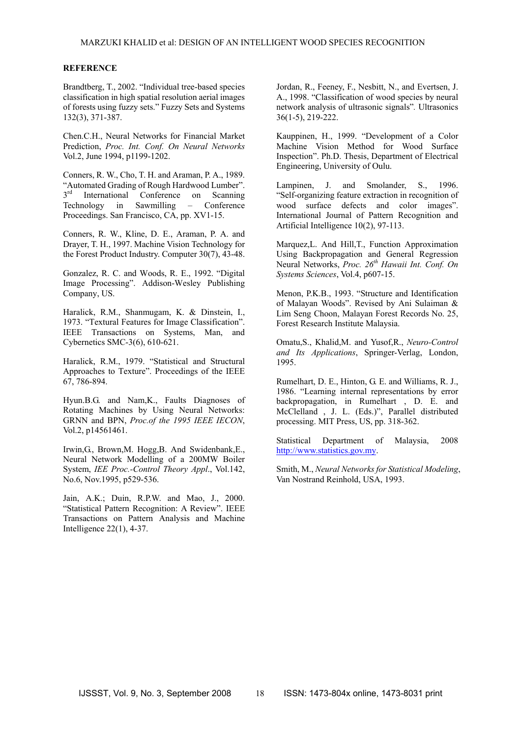## REFERENCE

Brandtberg, T., 2002. "Individual tree-based species classification in high spatial resolution aerial images of forests using fuzzy sets." Fuzzy Sets and Systems 132(3), 371-387.

Chen.C.H., Neural Networks for Financial Market Prediction, *Proc. Int. Conf. On Neural Networks* Vol.2, June 1994, p1199-1202.

Conners, R. W., Cho, T. H. and Araman, P. A., 1989. "Automated Grading of Rough Hardwood Lumber". 3rd International Conference on Scanning Technology in Sawmilling – Conference Proceedings. San Francisco, CA, pp. XV1-15.

Conners, R. W., Kline, D. E., Araman, P. A. and Drayer, T. H., 1997. Machine Vision Technology for the Forest Product Industry. Computer 30(7), 43-48.

Gonzalez, R. C. and Woods, R. E., 1992. "Digital Image Processing". Addison-Wesley Publishing Company, US.

Haralick, R.M., Shanmugam, K. & Dinstein, I., 1973. "Textural Features for Image Classification". IEEE Transactions on Systems, Man, and Cybernetics SMC-3(6), 610-621.

Haralick, R.M., 1979. "Statistical and Structural Approaches to Texture". Proceedings of the IEEE 67, 786-894.

Hyun.B.G. and Nam,K., Faults Diagnoses of Rotating Machines by Using Neural Networks: GRNN and BPN, *Proc.of the 1995 IEEE IECON*, Vol.2, p14561461.

Irwin,G., Brown,M. Hogg,B. And Swidenbank,E., Neural Network Modelling of a 200MW Boiler System, *IEE Proc.-Control Theory Appl*., Vol.142, No.6, Nov.1995, p529-536.

Jain, A.K.; Duin, R.P.W. and Mao, J., 2000. "Statistical Pattern Recognition: A Review". IEEE Transactions on Pattern Analysis and Machine Intelligence 22(1), 4-37.

Jordan, R., Feeney, F., Nesbitt, N., and Evertsen, J. A., 1998. "Classification of wood species by neural network analysis of ultrasonic signals". Ultrasonics 36(1-5), 219-222.

Kauppinen, H., 1999. "Development of a Color Machine Vision Method for Wood Surface Inspection". Ph.D. Thesis, Department of Electrical Engineering, University of Oulu.

Lampinen, J. and Smolander, S., 1996. "Self-organizing feature extraction in recognition of wood surface defects and color images". International Journal of Pattern Recognition and Artificial Intelligence 10(2), 97-113.

Marquez,L. And Hill,T., Function Approximation Using Backpropagation and General Regression Neural Networks, *Proc. 26th Hawaii Int. Conf. On Systems Sciences*, Vol.4, p607-15.

Menon, P.K.B., 1993. "Structure and Identification of Malayan Woods". Revised by Ani Sulaiman & Lim Seng Choon, Malayan Forest Records No. 25, Forest Research Institute Malaysia.

Omatu,S., Khalid,M. and Yusof,R., *Neuro-Control and Its Applications*, Springer-Verlag, London, 1995.

Rumelhart, D. E., Hinton, G. E. and Williams, R. J., 1986. "Learning internal representations by error backpropagation, in Rumelhart , D. E. and McClelland , J. L. (Eds.)", Parallel distributed processing. MIT Press, US, pp. 318-362.

Statistical Department of Malaysia, 2008 http://www.statistics.gov.my.

Smith, M., *Neural Networks for Statistical Modeling*, Van Nostrand Reinhold, USA, 1993.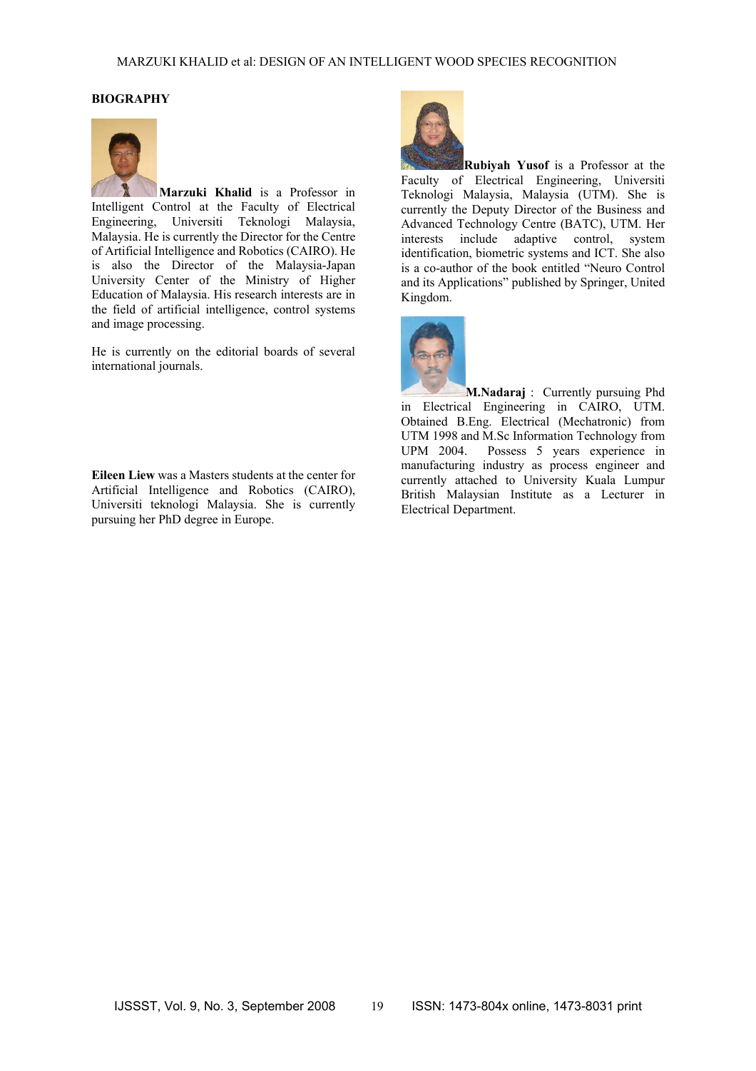## BIOGRAPHY

**Marzuki Khalid** is a Professor in Intelligent Control at the Faculty of Electrical Engineering, Universiti Teknologi Malaysia, Malaysia. He is currently the Director for the Centre of Artificial Intelligence and Robotics (CAIRO). He is also the Director of the Malaysia-Japan University Center of the Ministry of Higher Education of Malaysia. His research interests are in the field of artificial intelligence, control systems and image processing.

He is currently on the editorial boards of several international journals.

**Eileen Liew** was a Masters students at the center for Artificial Intelligence and Robotics (CAIRO), Universiti teknologi Malaysia. She is currently pursuing her PhD degree in Europe.

**Rubiyah Yusof** is a Professor at the Faculty of Electrical Engineering, Universiti Teknologi Malaysia, Malaysia (UTM). She is currently the Deputy Director of the Business and Advanced Technology Centre (BATC), UTM. Her interests include adaptive control, system identification, biometric systems and ICT. She also is a co-author of the book entitled "Neuro Control and its Applications" published by Springer, United Kingdom.

**M.Nadaraj** : Currently pursuing Phd in Electrical Engineering in CAIRO, UTM. Obtained B.Eng. Electrical (Mechatronic) from UTM 1998 and M.Sc Information Technology from UPM 2004. Possess 5 years experience in manufacturing industry as process engineer and currently attached to University Kuala Lumpur British Malaysian Institute as a Lecturer in Electrical Department.